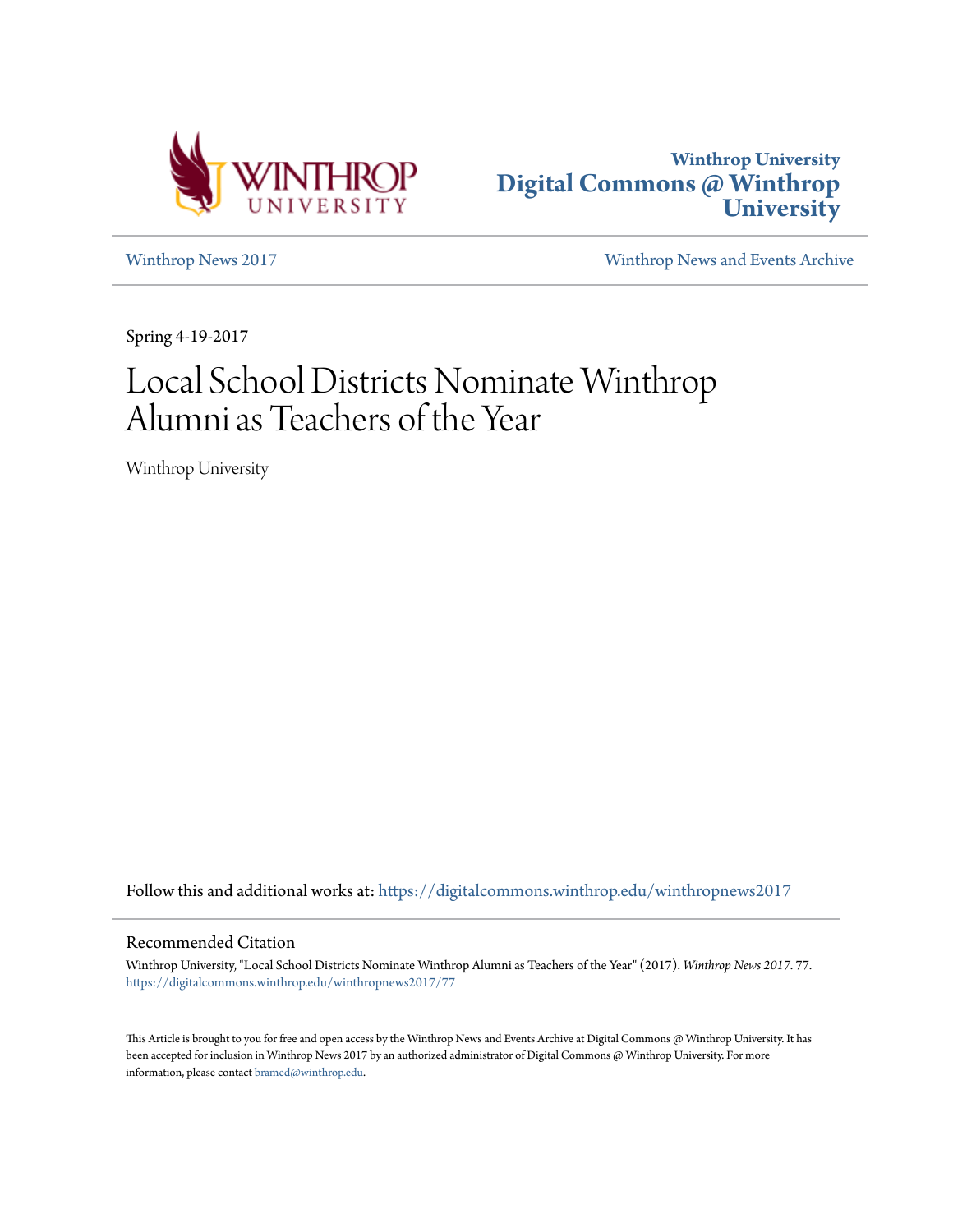Winthrop University
Digital Commons @ Winthrop University

Winthrop News 2017

Winthrop News and Events Archive

Spring 4-19-2017

# Local School Districts Nominate Winthrop Alumni as Teachers of the Year

Winthrop University

Follow this and additional works at: https://digitalcommons.winthrop.edu/winthropnews2017

## Recommended Citation

Winthrop University, "Local School Districts Nominate Winthrop Alumni as Teachers of the Year" (2017). *Winthrop News 2017*. 77.
https://digitalcommons.winthrop.edu/winthropnews2017/77

This Article is brought to you for free and open access by the Winthrop News and Events Archive at Digital Commons @ Winthrop University. It has been accepted for inclusion in Winthrop News 2017 by an authorized administrator of Digital Commons @ Winthrop University. For more information, please contact bramed@winthrop.edu.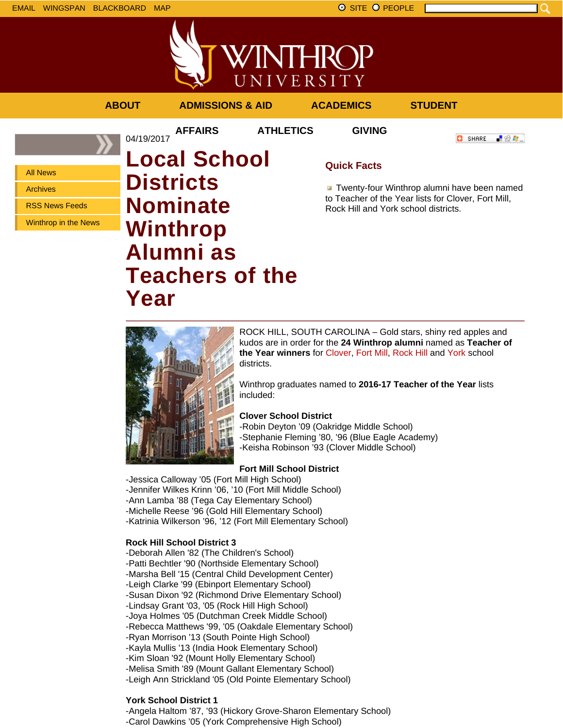EMAIL WINGSPAN BLACKBOARD MAP

SITE PEOPLE

ABOUT ADMISSIONS & AID ACADEMICS STUDENT AFFAIRS ATHLETICS GIVING

- All News
- Archives
- RSS News Feeds
- Winthrop in the News

04/19/2017

# Local School Districts Nominate Winthrop Alumni as Teachers of the Year

## Quick Facts

- Twenty-four Winthrop alumni have been named to Teacher of the Year lists for Clover, Fort Mill, Rock Hill and York school districts.

ROCK HILL, SOUTH CAROLINA – Gold stars, shiny red apples and kudos are in order for the **24 Winthrop alumni** named as **Teacher of the Year winners** for Clover, Fort Mill, Rock Hill and York school districts.

Winthrop graduates named to **2016-17 Teacher of the Year** lists included:

**Clover School District**
-Robin Deyton '09 (Oakridge Middle School)
-Stephanie Fleming '80, '96 (Blue Eagle Academy)
-Keisha Robinson '93 (Clover Middle School)

**Fort Mill School District**
-Jessica Calloway '05 (Fort Mill High School)
-Jennifer Wilkes Krinn '06, '10 (Fort Mill Middle School)
-Ann Lamba '88 (Tega Cay Elementary School)
-Michelle Reese '96 (Gold Hill Elementary School)
-Katrinia Wilkerson '96, '12 (Fort Mill Elementary School)

**Rock Hill School District 3**
-Deborah Allen '82 (The Children's School)
-Patti Bechtler '90 (Northside Elementary School)
-Marsha Bell '15 (Central Child Development Center)
-Leigh Clarke '99 (Ebinport Elementary School)
-Susan Dixon '92 (Richmond Drive Elementary School)
-Lindsay Grant '03, '05 (Rock Hill High School)
-Joya Holmes '05 (Dutchman Creek Middle School)
-Rebecca Matthews '99, '05 (Oakdale Elementary School)
-Ryan Morrison '13 (South Pointe High School)
-Kayla Mullis '13 (India Hook Elementary School)
-Kim Sloan '92 (Mount Holly Elementary School)
-Melisa Smith '89 (Mount Gallant Elementary School)
-Leigh Ann Strickland '05 (Old Pointe Elementary School)

**York School District 1**
-Angela Haltom '87, '93 (Hickory Grove-Sharon Elementary School)
-Carol Dawkins '05 (York Comprehensive High School)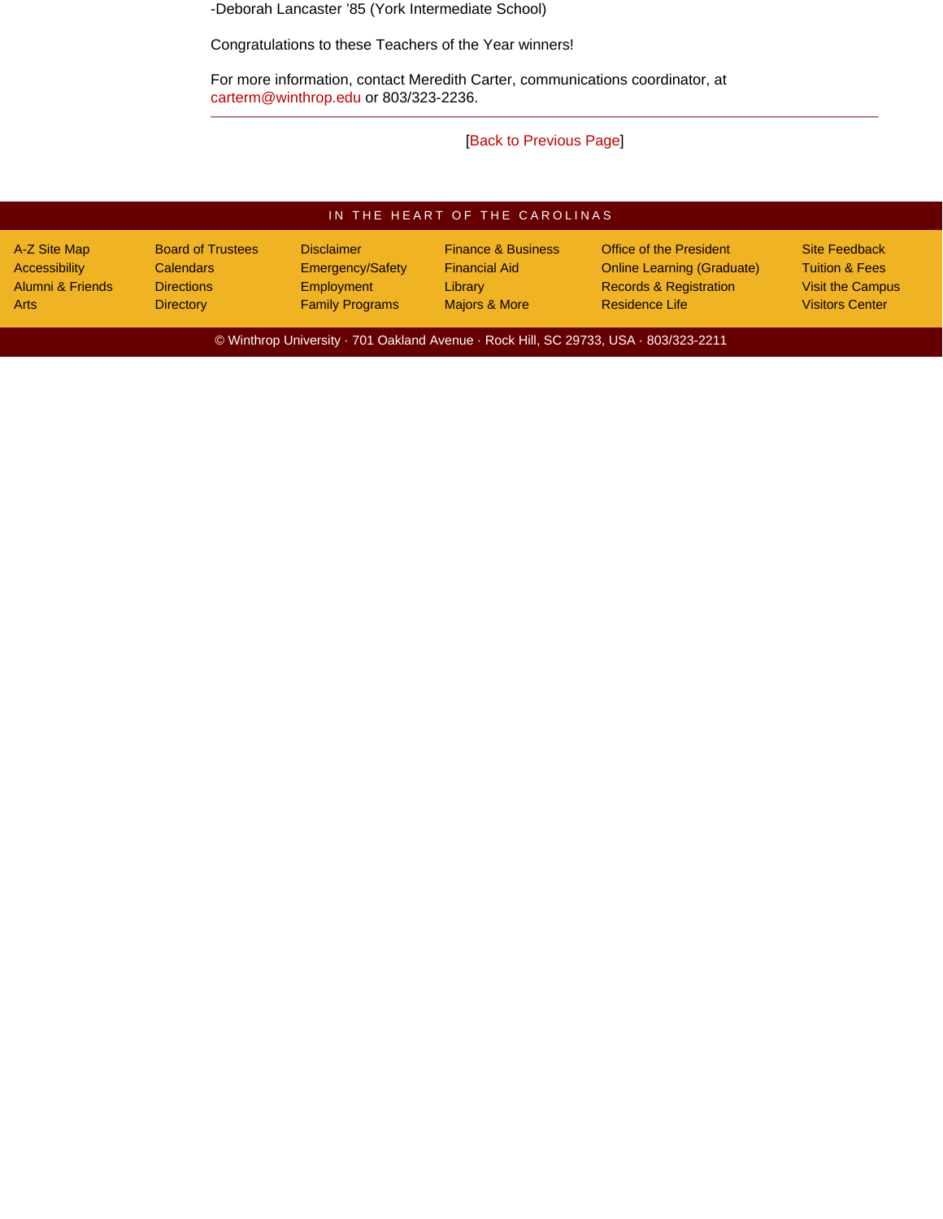-Deborah Lancaster '85 (York Intermediate School)

Congratulations to these Teachers of the Year winners!

For more information, contact Meredith Carter, communications coordinator, at carterm@winthrop.edu or 803/323-2236.

---

[Back to Previous Page]

IN THE HEART OF THE CAROLINAS

A-Z Site Map
Accessibility
Alumni & Friends
Arts
Board of Trustees
Calendars
Directions
Directory
Disclaimer
Emergency/Safety
Employment
Family Programs
Finance & Business
Financial Aid
Library
Majors & More
Office of the President
Online Learning (Graduate)
Records & Registration
Residence Life
Site Feedback
Tuition & Fees
Visit the Campus
Visitors Center

© Winthrop University · 701 Oakland Avenue · Rock Hill, SC 29733, USA · 803/323-2211